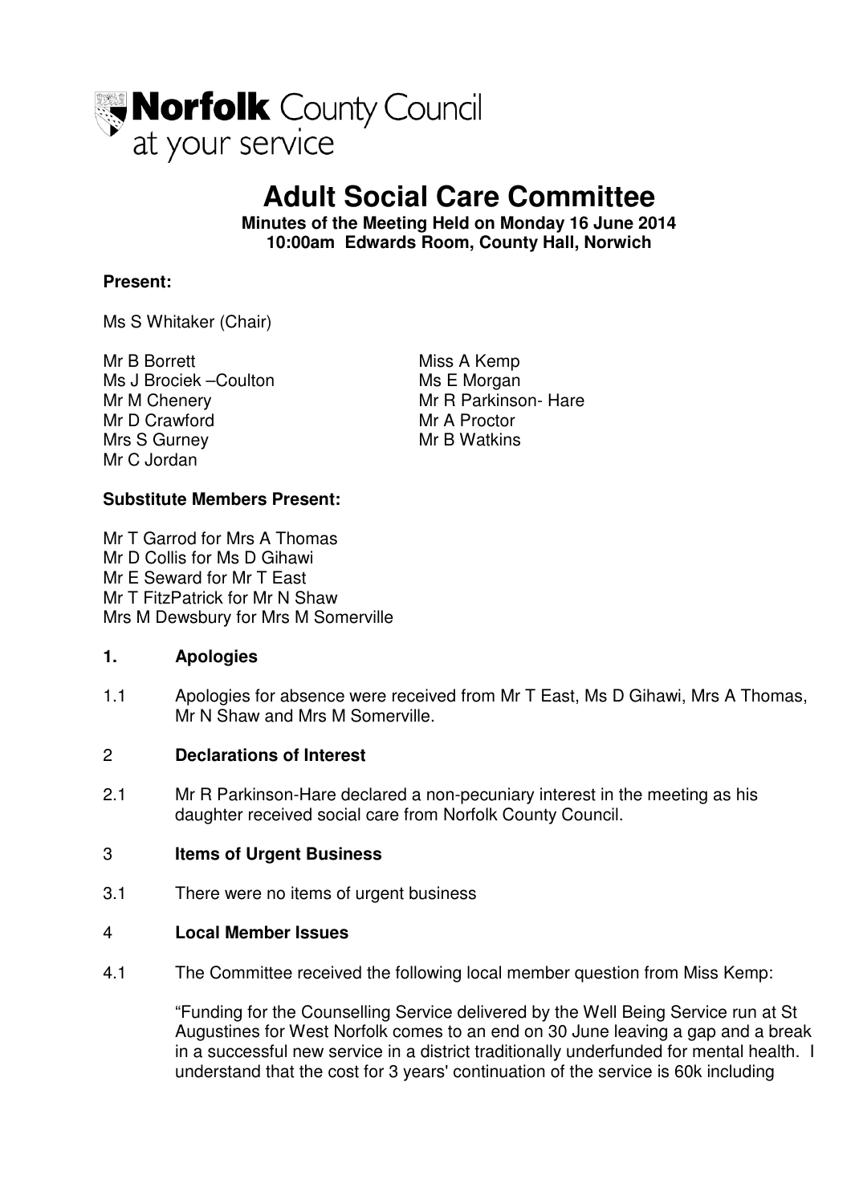Norfolk County Council
at your service

# Adult Social Care Committee

**Minutes of the Meeting Held on Monday 16 June 2014**
**10:00am Edwards Room, County Hall, Norwich**

**Present:**

Ms S Whitaker (Chair)

Mr B Borrett
Ms J Brociek –Coulton
Mr M Chenery
Mr D Crawford
Mrs S Gurney
Mr C Jordan
Miss A Kemp
Ms E Morgan
Mr R Parkinson- Hare
Mr A Proctor
Mr B Watkins

**Substitute Members Present:**

Mr T Garrod for Mrs A Thomas
Mr D Collis for Ms D Gihawi
Mr E Seward for Mr T East
Mr T FitzPatrick for Mr N Shaw
Mrs M Dewsbury for Mrs M Somerville

## 1. Apologies

1.1 Apologies for absence were received from Mr T East, Ms D Gihawi, Mrs A Thomas, Mr N Shaw and Mrs M Somerville.

## 2 Declarations of Interest

2.1 Mr R Parkinson-Hare declared a non-pecuniary interest in the meeting as his daughter received social care from Norfolk County Council.

## 3 Items of Urgent Business

3.1 There were no items of urgent business

## 4 Local Member Issues

4.1 The Committee received the following local member question from Miss Kemp:

"Funding for the Counselling Service delivered by the Well Being Service run at St Augustines for West Norfolk comes to an end on 30 June leaving a gap and a break in a successful new service in a district traditionally underfunded for mental health. I understand that the cost for 3 years' continuation of the service is 60k including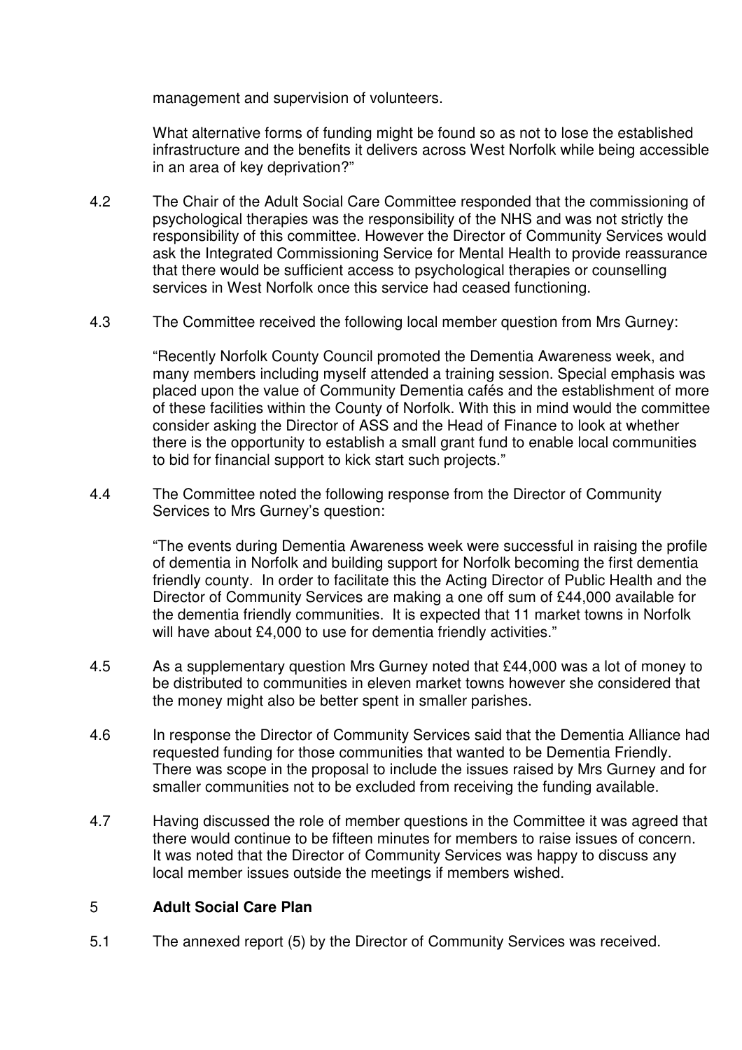management and supervision of volunteers.

What alternative forms of funding might be found so as not to lose the established infrastructure and the benefits it delivers across West Norfolk while being accessible in an area of key deprivation?"

4.2 The Chair of the Adult Social Care Committee responded that the commissioning of psychological therapies was the responsibility of the NHS and was not strictly the responsibility of this committee. However the Director of Community Services would ask the Integrated Commissioning Service for Mental Health to provide reassurance that there would be sufficient access to psychological therapies or counselling services in West Norfolk once this service had ceased functioning.

4.3 The Committee received the following local member question from Mrs Gurney:

"Recently Norfolk County Council promoted the Dementia Awareness week, and many members including myself attended a training session. Special emphasis was placed upon the value of Community Dementia cafés and the establishment of more of these facilities within the County of Norfolk. With this in mind would the committee consider asking the Director of ASS and the Head of Finance to look at whether there is the opportunity to establish a small grant fund to enable local communities to bid for financial support to kick start such projects."

4.4 The Committee noted the following response from the Director of Community Services to Mrs Gurney's question:

"The events during Dementia Awareness week were successful in raising the profile of dementia in Norfolk and building support for Norfolk becoming the first dementia friendly county. In order to facilitate this the Acting Director of Public Health and the Director of Community Services are making a one off sum of £44,000 available for the dementia friendly communities. It is expected that 11 market towns in Norfolk will have about £4,000 to use for dementia friendly activities."

4.5 As a supplementary question Mrs Gurney noted that £44,000 was a lot of money to be distributed to communities in eleven market towns however she considered that the money might also be better spent in smaller parishes.

4.6 In response the Director of Community Services said that the Dementia Alliance had requested funding for those communities that wanted to be Dementia Friendly. There was scope in the proposal to include the issues raised by Mrs Gurney and for smaller communities not to be excluded from receiving the funding available.

4.7 Having discussed the role of member questions in the Committee it was agreed that there would continue to be fifteen minutes for members to raise issues of concern. It was noted that the Director of Community Services was happy to discuss any local member issues outside the meetings if members wished.

## 5 **Adult Social Care Plan**

5.1 The annexed report (5) by the Director of Community Services was received.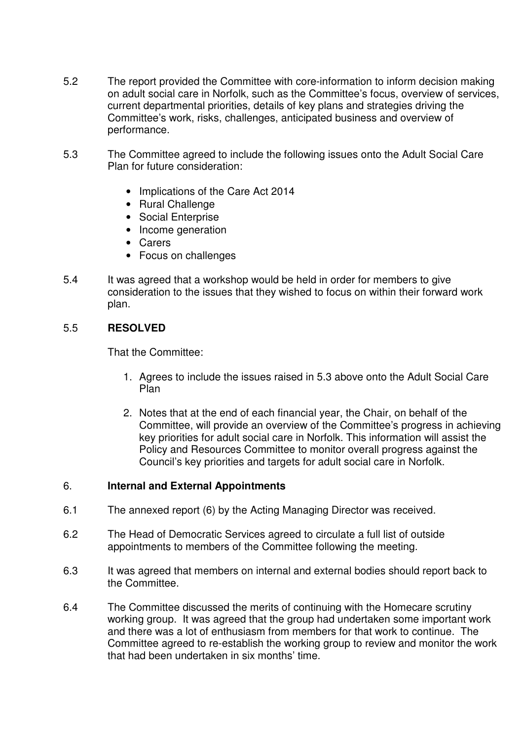5.2 The report provided the Committee with core-information to inform decision making on adult social care in Norfolk, such as the Committee's focus, overview of services, current departmental priorities, details of key plans and strategies driving the Committee's work, risks, challenges, anticipated business and overview of performance.

5.3 The Committee agreed to include the following issues onto the Adult Social Care Plan for future consideration:

- Implications of the Care Act 2014
- Rural Challenge
- Social Enterprise
- Income generation
- Carers
- Focus on challenges

5.4 It was agreed that a workshop would be held in order for members to give consideration to the issues that they wished to focus on within their forward work plan.

5.5 **RESOLVED**

That the Committee:

1. Agrees to include the issues raised in 5.3 above onto the Adult Social Care Plan
2. Notes that at the end of each financial year, the Chair, on behalf of the Committee, will provide an overview of the Committee's progress in achieving key priorities for adult social care in Norfolk. This information will assist the Policy and Resources Committee to monitor overall progress against the Council's key priorities and targets for adult social care in Norfolk.

## 6. Internal and External Appointments

6.1 The annexed report (6) by the Acting Managing Director was received.

6.2 The Head of Democratic Services agreed to circulate a full list of outside appointments to members of the Committee following the meeting.

6.3 It was agreed that members on internal and external bodies should report back to the Committee.

6.4 The Committee discussed the merits of continuing with the Homecare scrutiny working group. It was agreed that the group had undertaken some important work and there was a lot of enthusiasm from members for that work to continue. The Committee agreed to re-establish the working group to review and monitor the work that had been undertaken in six months' time.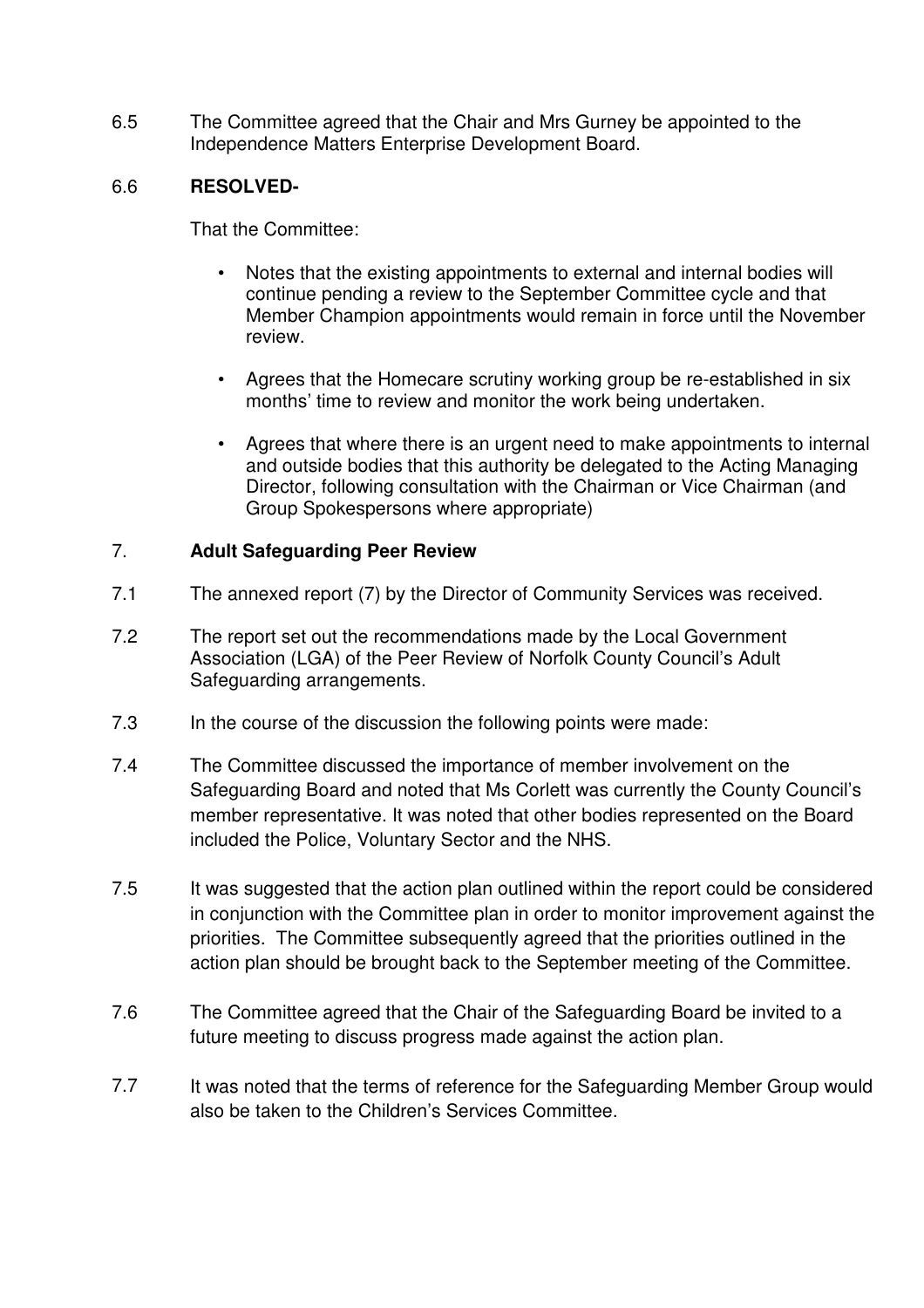6.5 The Committee agreed that the Chair and Mrs Gurney be appointed to the Independence Matters Enterprise Development Board.

6.6 **RESOLVED-**

That the Committee:

- Notes that the existing appointments to external and internal bodies will continue pending a review to the September Committee cycle and that Member Champion appointments would remain in force until the November review.
- Agrees that the Homecare scrutiny working group be re-established in six months' time to review and monitor the work being undertaken.
- Agrees that where there is an urgent need to make appointments to internal and outside bodies that this authority be delegated to the Acting Managing Director, following consultation with the Chairman or Vice Chairman (and Group Spokespersons where appropriate)

## 7. **Adult Safeguarding Peer Review**

7.1 The annexed report (7) by the Director of Community Services was received.

7.2 The report set out the recommendations made by the Local Government Association (LGA) of the Peer Review of Norfolk County Council's Adult Safeguarding arrangements.

7.3 In the course of the discussion the following points were made:

7.4 The Committee discussed the importance of member involvement on the Safeguarding Board and noted that Ms Corlett was currently the County Council's member representative. It was noted that other bodies represented on the Board included the Police, Voluntary Sector and the NHS.

7.5 It was suggested that the action plan outlined within the report could be considered in conjunction with the Committee plan in order to monitor improvement against the priorities. The Committee subsequently agreed that the priorities outlined in the action plan should be brought back to the September meeting of the Committee.

7.6 The Committee agreed that the Chair of the Safeguarding Board be invited to a future meeting to discuss progress made against the action plan.

7.7 It was noted that the terms of reference for the Safeguarding Member Group would also be taken to the Children's Services Committee.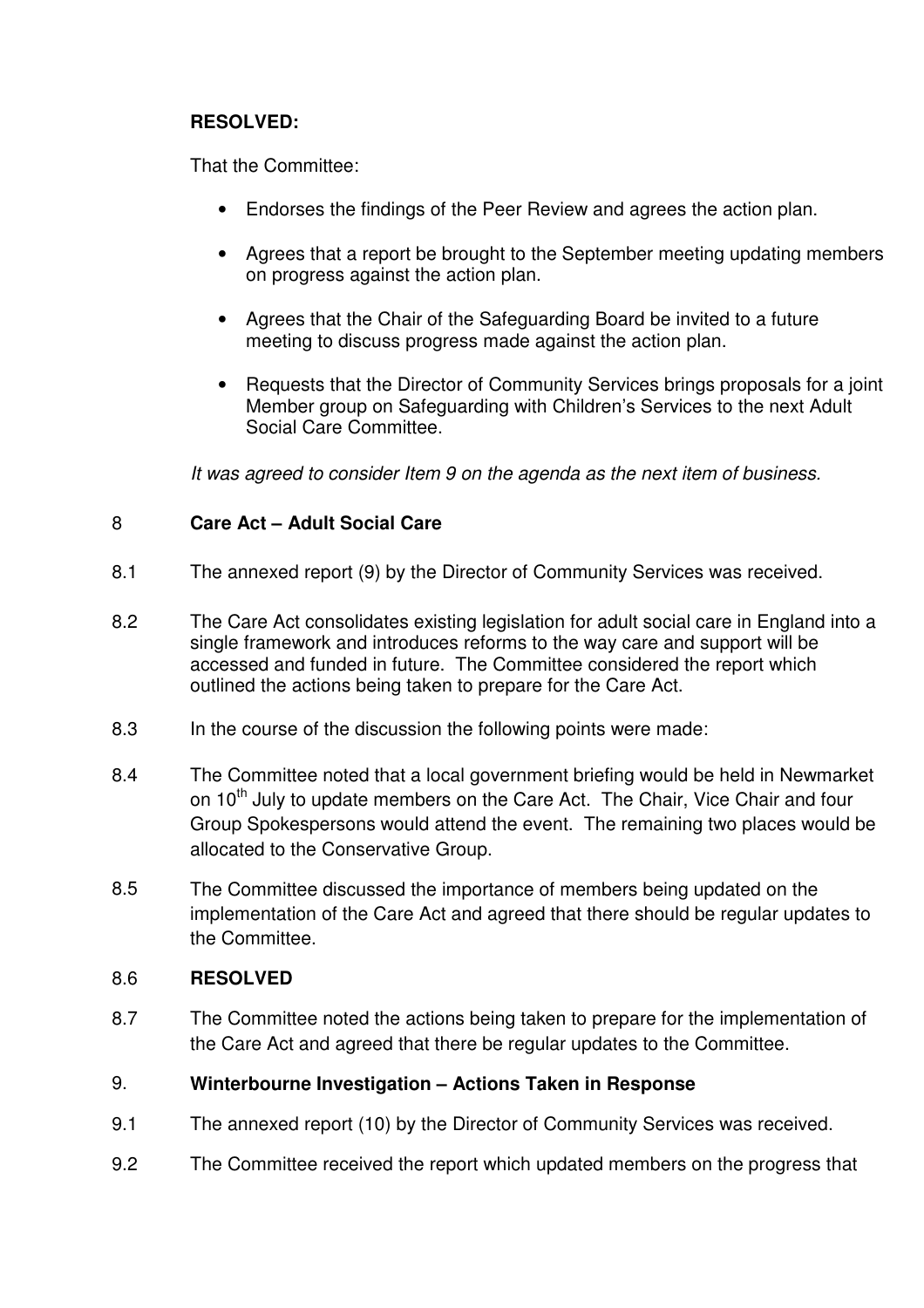**RESOLVED:**

That the Committee:

- Endorses the findings of the Peer Review and agrees the action plan.
- Agrees that a report be brought to the September meeting updating members on progress against the action plan.
- Agrees that the Chair of the Safeguarding Board be invited to a future meeting to discuss progress made against the action plan.
- Requests that the Director of Community Services brings proposals for a joint Member group on Safeguarding with Children's Services to the next Adult Social Care Committee.

*It was agreed to consider Item 9 on the agenda as the next item of business.*

## 8 Care Act – Adult Social Care

8.1 The annexed report (9) by the Director of Community Services was received.

8.2 The Care Act consolidates existing legislation for adult social care in England into a single framework and introduces reforms to the way care and support will be accessed and funded in future. The Committee considered the report which outlined the actions being taken to prepare for the Care Act.

8.3 In the course of the discussion the following points were made:

8.4 The Committee noted that a local government briefing would be held in Newmarket on 10th July to update members on the Care Act. The Chair, Vice Chair and four Group Spokespersons would attend the event. The remaining two places would be allocated to the Conservative Group.

8.5 The Committee discussed the importance of members being updated on the implementation of the Care Act and agreed that there should be regular updates to the Committee.

8.6 **RESOLVED**

8.7 The Committee noted the actions being taken to prepare for the implementation of the Care Act and agreed that there be regular updates to the Committee.

## 9. Winterbourne Investigation – Actions Taken in Response

9.1 The annexed report (10) by the Director of Community Services was received.

9.2 The Committee received the report which updated members on the progress that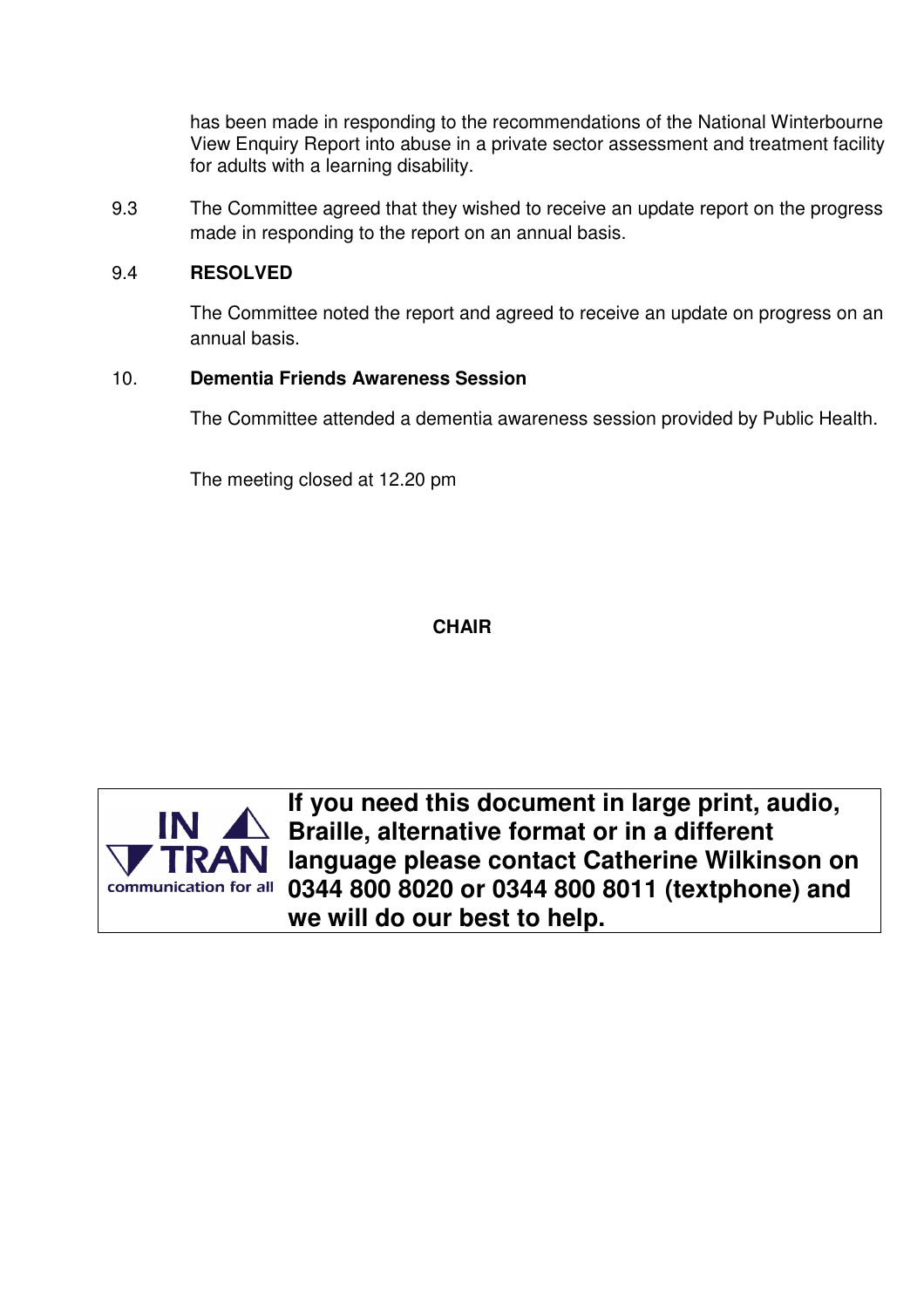has been made in responding to the recommendations of the National Winterbourne View Enquiry Report into abuse in a private sector assessment and treatment facility for adults with a learning disability.

9.3 The Committee agreed that they wished to receive an update report on the progress made in responding to the report on an annual basis.

9.4 **RESOLVED**

The Committee noted the report and agreed to receive an update on progress on an annual basis.

10. **Dementia Friends Awareness Session**

The Committee attended a dementia awareness session provided by Public Health.

The meeting closed at 12.20 pm

**CHAIR**

IN TRAN communication for all

**If you need this document in large print, audio, Braille, alternative format or in a different language please contact Catherine Wilkinson on 0344 800 8020 or 0344 800 8011 (textphone) and we will do our best to help.**